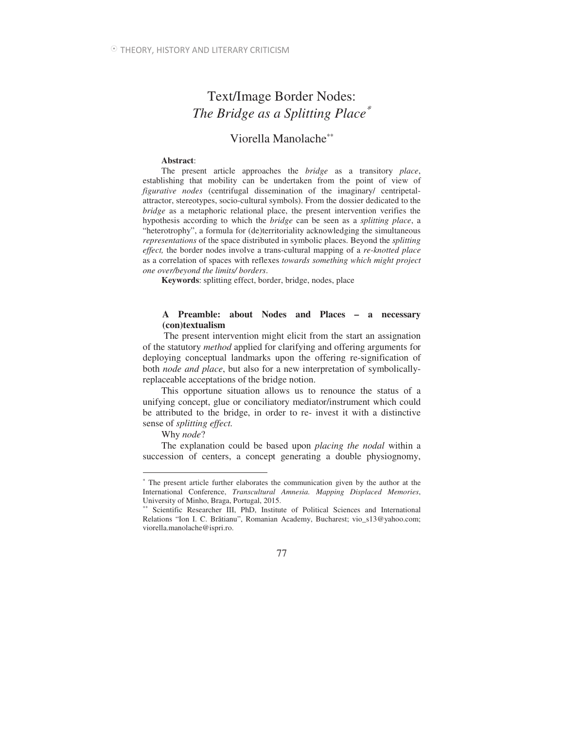# Text/Image Border Nodes: *The Bridge as a Splitting Place*[*]

Viorella Manolache[**]

**Abstract**:

The present article approaches the *bridge* as a transitory *place*, establishing that mobility can be undertaken from the point of view of *figurative nodes* (centrifugal dissemination of the imaginary/ centripetal-attractor, stereotypes, socio-cultural symbols). From the dossier dedicated to the *bridge* as a metaphoric relational place, the present intervention verifies the hypothesis according to which the *bridge* can be seen as a *splitting place*, a "heterotrophy", a formula for (de)territoriality acknowledging the simultaneous *representations* of the space distributed in symbolic places. Beyond the *splitting effect,* the border nodes involve a trans-cultural mapping of a *re-knotted place* as a correlation of spaces with reflexes *towards something which might project one over/beyond the limits/ borders*.

**Keywords**: splitting effect, border, bridge, nodes, place

## A Preamble: about Nodes and Places – a necessary (con)textualism

The present intervention might elicit from the start an assignation of the statutory *method* applied for clarifying and offering arguments for deploying conceptual landmarks upon the offering re-signification of both *node and place*, but also for a new interpretation of symbolically-replaceable acceptations of the bridge notion.

This opportune situation allows us to renounce the status of a unifying concept, glue or conciliatory mediator/instrument which could be attributed to the bridge, in order to re- invest it with a distinctive sense of *splitting effect.*

Why *node*?

The explanation could be based upon *placing the nodal* within a succession of centers, a concept generating a double physiognomy,

---

[*] The present article further elaborates the communication given by the author at the International Conference, *Transcultural Amnesia. Mapping Displaced Memories*, University of Minho, Braga, Portugal, 2015.

[**] Scientific Researcher III, PhD, Institute of Political Sciences and International Relations "Ion I. C. Brătianu", Romanian Academy, Bucharest; vio_s13@yahoo.com; viorella.manolache@ispri.ro.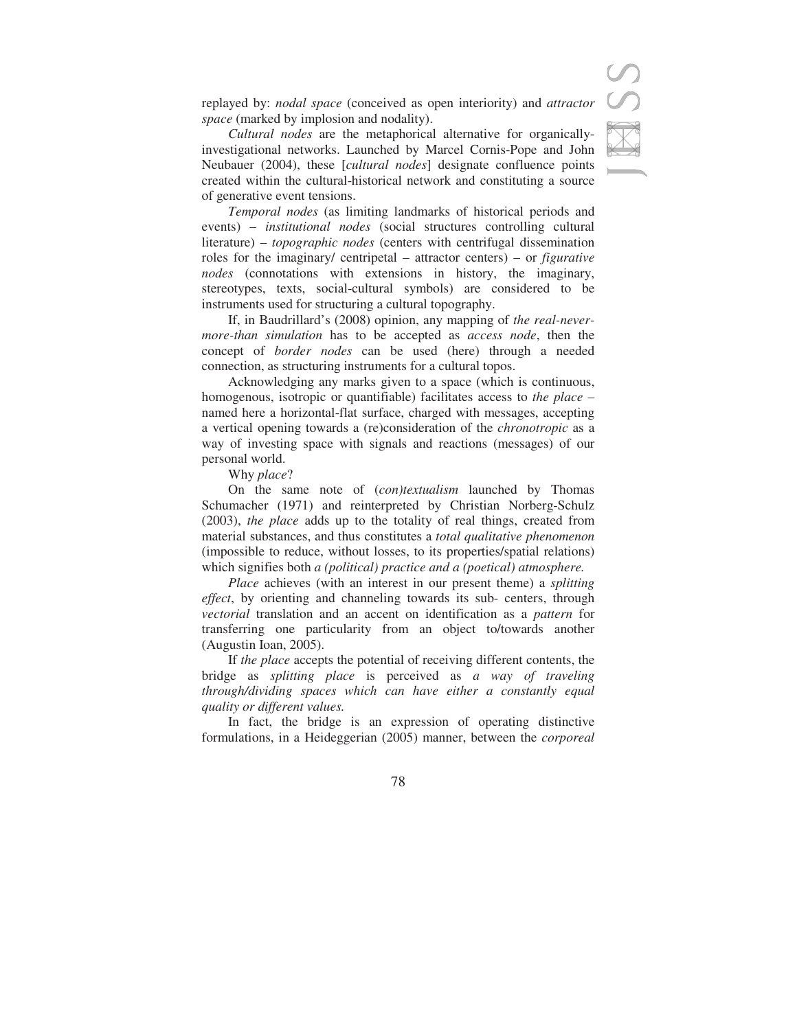replayed by: *nodal space* (conceived as open interiority) and *attractor space* (marked by implosion and nodality).

*Cultural nodes* are the metaphorical alternative for organically-investigational networks. Launched by Marcel Cornis-Pope and John Neubauer (2004), these [*cultural nodes*] designate confluence points created within the cultural-historical network and constituting a source of generative event tensions.

*Temporal nodes* (as limiting landmarks of historical periods and events) – *institutional nodes* (social structures controlling cultural literature) – *topographic nodes* (centers with centrifugal dissemination roles for the imaginary/ centripetal – attractor centers) – or *figurative nodes* (connotations with extensions in history, the imaginary, stereotypes, texts, social-cultural symbols) are considered to be instruments used for structuring a cultural topography.

If, in Baudrillard's (2008) opinion, any mapping of *the real-never-more-than simulation* has to be accepted as *access node*, then the concept of *border nodes* can be used (here) through a needed connection, as structuring instruments for a cultural topos.

Acknowledging any marks given to a space (which is continuous, homogenous, isotropic or quantifiable) facilitates access to *the place* – named here a horizontal-flat surface, charged with messages, accepting a vertical opening towards a (re)consideration of the *chronotropic* as a way of investing space with signals and reactions (messages) of our personal world.

Why *place*?

On the same note of (*con)textualism* launched by Thomas Schumacher (1971) and reinterpreted by Christian Norberg-Schulz (2003), *the place* adds up to the totality of real things, created from material substances, and thus constitutes a *total qualitative phenomenon* (impossible to reduce, without losses, to its properties/spatial relations) which signifies both *a (political) practice and a (poetical) atmosphere.*

*Place* achieves (with an interest in our present theme) a *splitting effect*, by orienting and channeling towards its sub- centers, through *vectorial* translation and an accent on identification as a *pattern* for transferring one particularity from an object to/towards another (Augustin Ioan, 2005).

If *the place* accepts the potential of receiving different contents, the bridge as *splitting place* is perceived as *a way of traveling through/dividing spaces which can have either a constantly equal quality or different values.*

In fact, the bridge is an expression of operating distinctive formulations, in a Heideggerian (2005) manner, between the *corporeal*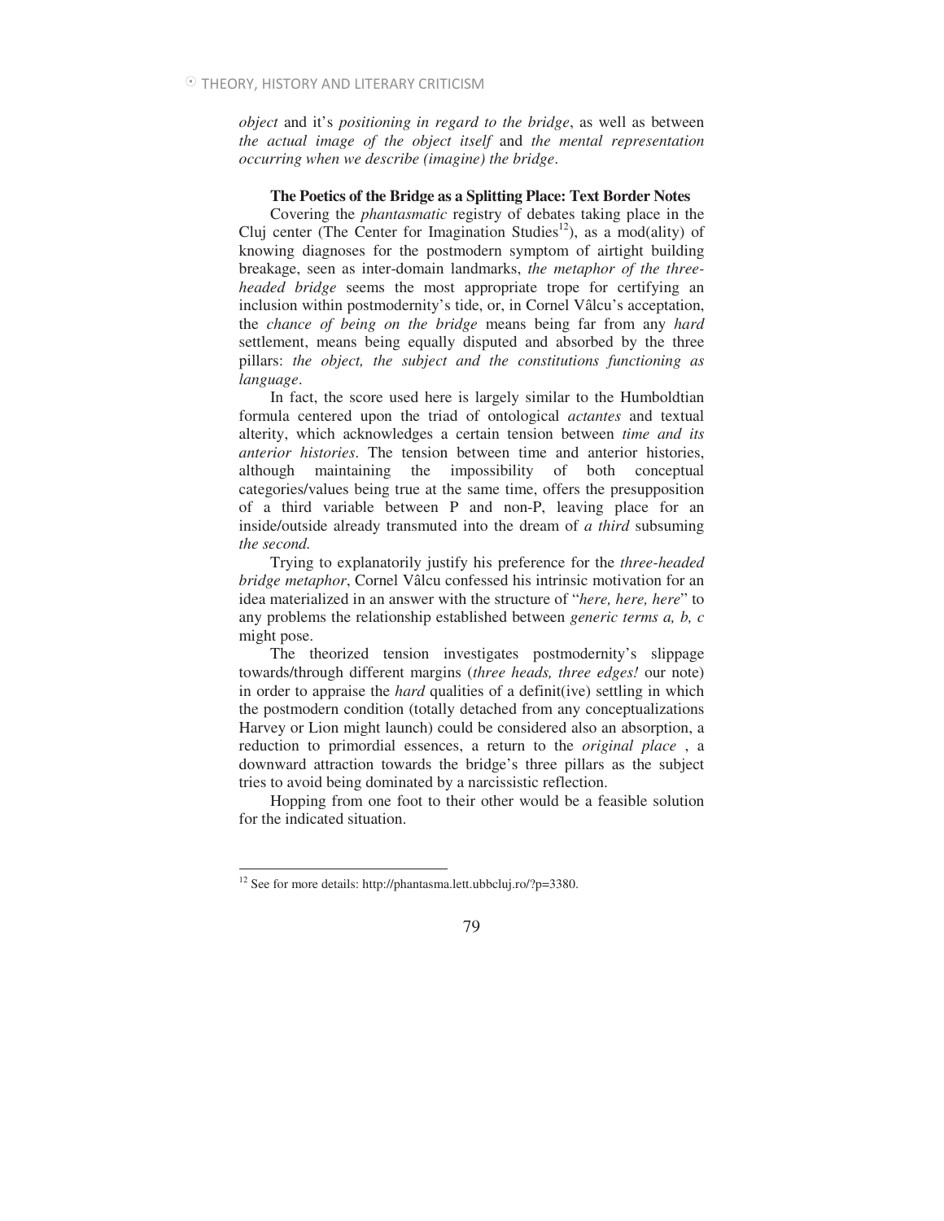*object* and it's *positioning in regard to the bridge*, as well as between *the actual image of the object itself* and *the mental representation occurring when we describe (imagine) the bridge*.

### The Poetics of the Bridge as a Splitting Place: Text Border Notes

Covering the *phantasmatic* registry of debates taking place in the Cluj center (The Center for Imagination Studies[12]), as a mod(ality) of knowing diagnoses for the postmodern symptom of airtight building breakage, seen as inter-domain landmarks, *the metaphor of the three-headed bridge* seems the most appropriate trope for certifying an inclusion within postmodernity's tide, or, in Cornel Vâlcu's acceptation, the *chance of being on the bridge* means being far from any *hard* settlement, means being equally disputed and absorbed by the three pillars: *the object, the subject and the constitutions functioning as language*.

In fact, the score used here is largely similar to the Humboldtian formula centered upon the triad of ontological *actantes* and textual alterity, which acknowledges a certain tension between *time and its anterior histories*. The tension between time and anterior histories, although maintaining the impossibility of both conceptual categories/values being true at the same time, offers the presupposition of a third variable between P and non-P, leaving place for an inside/outside already transmuted into the dream of *a third* subsuming *the second.*

Trying to explanatorily justify his preference for the *three-headed bridge metaphor*, Cornel Vâlcu confessed his intrinsic motivation for an idea materialized in an answer with the structure of "*here, here, here*" to any problems the relationship established between *generic terms a, b, c* might pose.

The theorized tension investigates postmodernity's slippage towards/through different margins (*three heads, three edges!* our note) in order to appraise the *hard* qualities of a definit(ive) settling in which the postmodern condition (totally detached from any conceptualizations Harvey or Lion might launch) could be considered also an absorption, a reduction to primordial essences, a return to the *original place* , a downward attraction towards the bridge's three pillars as the subject tries to avoid being dominated by a narcissistic reflection.

Hopping from one foot to their other would be a feasible solution for the indicated situation.

---

[12] See for more details: http://phantasma.lett.ubbcluj.ro/?p=3380.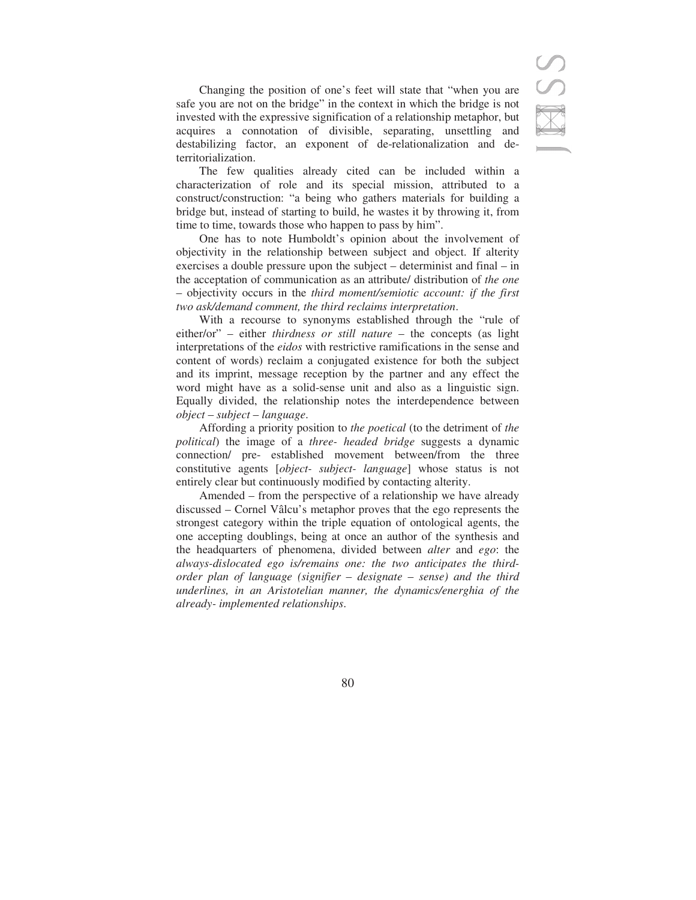Changing the position of one's feet will state that "when you are safe you are not on the bridge" in the context in which the bridge is not invested with the expressive signification of a relationship metaphor, but acquires a connotation of divisible, separating, unsettling and destabilizing factor, an exponent of de-relationalization and de-territorialization.

The few qualities already cited can be included within a characterization of role and its special mission, attributed to a construct/construction: "a being who gathers materials for building a bridge but, instead of starting to build, he wastes it by throwing it, from time to time, towards those who happen to pass by him".

One has to note Humboldt's opinion about the involvement of objectivity in the relationship between subject and object. If alterity exercises a double pressure upon the subject – determinist and final – in the acceptation of communication as an attribute/ distribution of *the one* – objectivity occurs in the *third moment/semiotic account: if the first two ask/demand comment, the third reclaims interpretation*.

With a recourse to synonyms established through the "rule of either/or" – either *thirdness or still nature* – the concepts (as light interpretations of the *eidos* with restrictive ramifications in the sense and content of words) reclaim a conjugated existence for both the subject and its imprint, message reception by the partner and any effect the word might have as a solid-sense unit and also as a linguistic sign. Equally divided, the relationship notes the interdependence between *object – subject – language*.

Affording a priority position to *the poetical* (to the detriment of *the political*) the image of a *three- headed bridge* suggests a dynamic connection/ pre- established movement between/from the three constitutive agents [*object- subject- language*] whose status is not entirely clear but continuously modified by contacting alterity.

Amended – from the perspective of a relationship we have already discussed – Cornel Vâlcu's metaphor proves that the ego represents the strongest category within the triple equation of ontological agents, the one accepting doublings, being at once an author of the synthesis and the headquarters of phenomena, divided between *alter* and *ego*: the *always-dislocated ego is/remains one: the two anticipates the third-order plan of language (signifier – designate – sense) and the third underlines, in an Aristotelian manner, the dynamics/energhia of the already- implemented relationships*.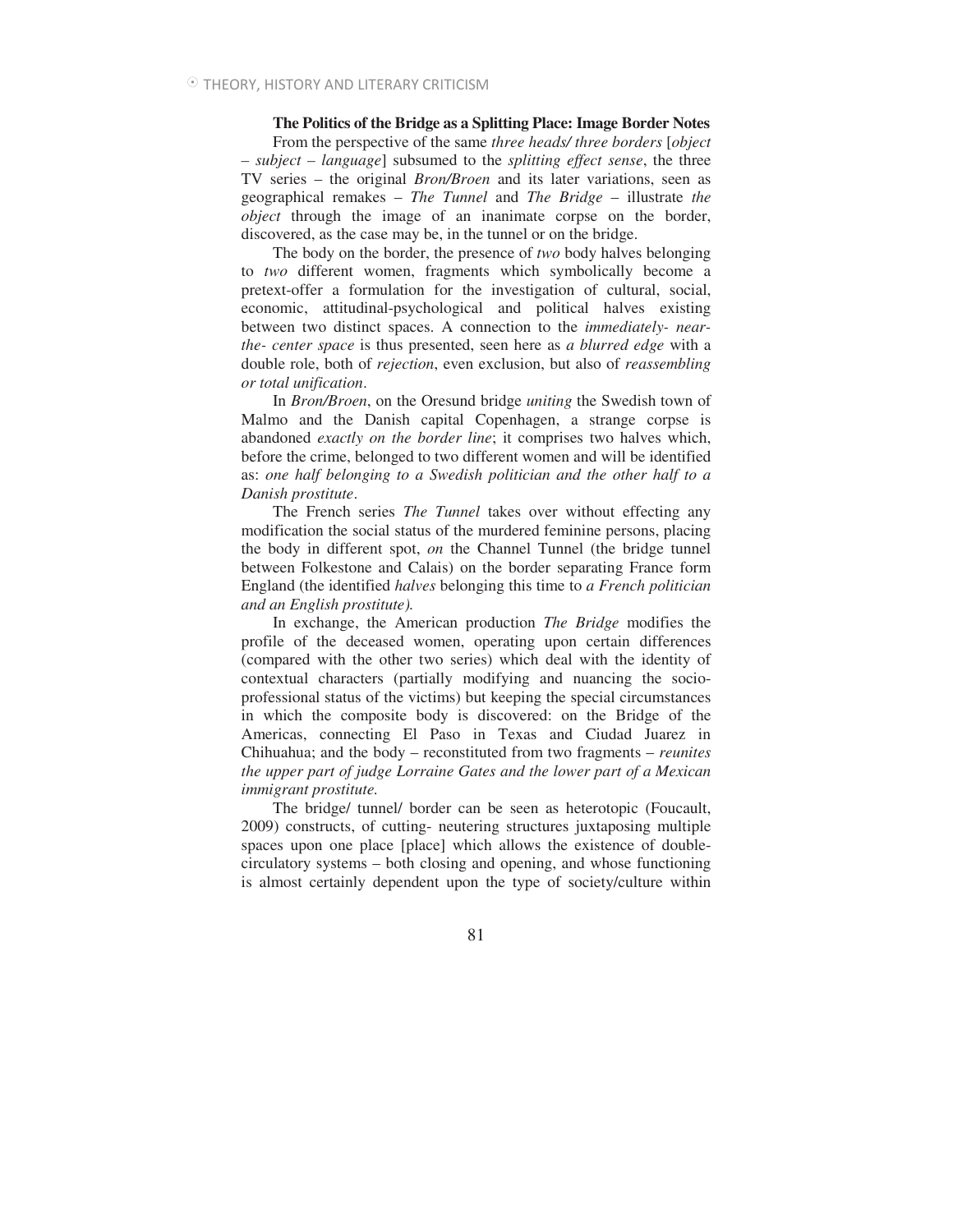**The Politics of the Bridge as a Splitting Place: Image Border Notes**

From the perspective of the same *three heads/ three borders* [*object – subject – language*] subsumed to the *splitting effect sense*, the three TV series – the original *Bron/Broen* and its later variations, seen as geographical remakes – *The Tunnel* and *The Bridge* – illustrate *the object* through the image of an inanimate corpse on the border, discovered, as the case may be, in the tunnel or on the bridge.

The body on the border, the presence of *two* body halves belonging to *two* different women, fragments which symbolically become a pretext-offer a formulation for the investigation of cultural, social, economic, attitudinal-psychological and political halves existing between two distinct spaces. A connection to the *immediately- near-the- center space* is thus presented, seen here as *a blurred edge* with a double role, both of *rejection*, even exclusion, but also of *reassembling or total unification*.

In *Bron/Broen*, on the Oresund bridge *uniting* the Swedish town of Malmo and the Danish capital Copenhagen, a strange corpse is abandoned *exactly on the border line*; it comprises two halves which, before the crime, belonged to two different women and will be identified as: *one half belonging to a Swedish politician and the other half to a Danish prostitute*.

The French series *The Tunnel* takes over without effecting any modification the social status of the murdered feminine persons, placing the body in different spot, *on* the Channel Tunnel (the bridge tunnel between Folkestone and Calais) on the border separating France form England (the identified *halves* belonging this time to *a French politician and an English prostitute).*

In exchange, the American production *The Bridge* modifies the profile of the deceased women, operating upon certain differences (compared with the other two series) which deal with the identity of contextual characters (partially modifying and nuancing the socio-professional status of the victims) but keeping the special circumstances in which the composite body is discovered: on the Bridge of the Americas, connecting El Paso in Texas and Ciudad Juarez in Chihuahua; and the body – reconstituted from two fragments – *reunites the upper part of judge Lorraine Gates and the lower part of a Mexican immigrant prostitute.*

The bridge/ tunnel/ border can be seen as heterotopic (Foucault, 2009) constructs, of cutting- neutering structures juxtaposing multiple spaces upon one place [place] which allows the existence of double-circulatory systems – both closing and opening, and whose functioning is almost certainly dependent upon the type of society/culture within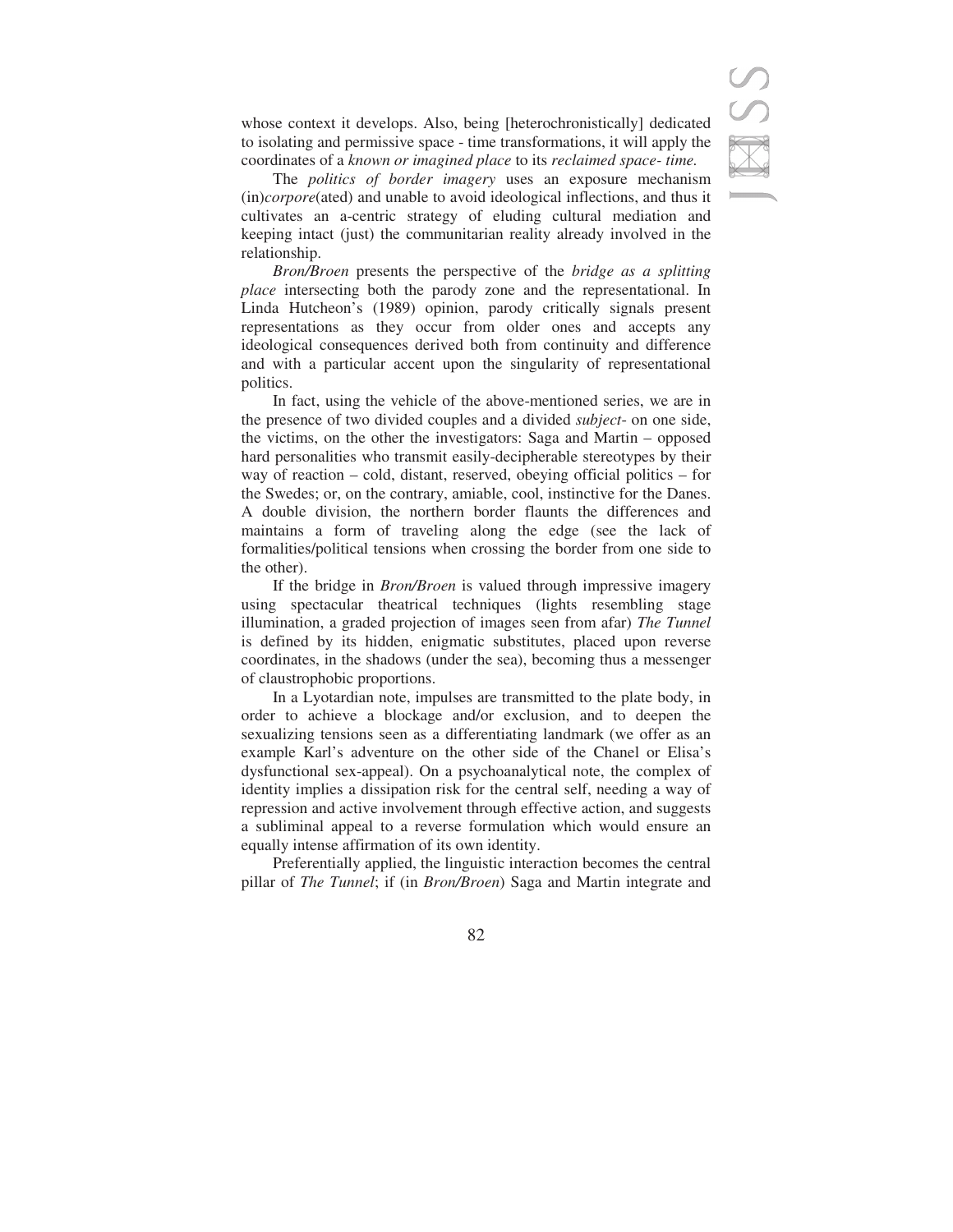whose context it develops. Also, being [heterochronistically] dedicated to isolating and permissive space - time transformations, it will apply the coordinates of a *known or imagined place* to its *reclaimed space- time.*

The *politics of border imagery* uses an exposure mechanism (in)*corpore*(ated) and unable to avoid ideological inflections, and thus it cultivates an a-centric strategy of eluding cultural mediation and keeping intact (just) the communitarian reality already involved in the relationship.

*Bron/Broen* presents the perspective of the *bridge as a splitting place* intersecting both the parody zone and the representational. In Linda Hutcheon's (1989) opinion, parody critically signals present representations as they occur from older ones and accepts any ideological consequences derived both from continuity and difference and with a particular accent upon the singularity of representational politics.

In fact, using the vehicle of the above-mentioned series, we are in the presence of two divided couples and a divided *subject*- on one side, the victims, on the other the investigators: Saga and Martin – opposed hard personalities who transmit easily-decipherable stereotypes by their way of reaction – cold, distant, reserved, obeying official politics – for the Swedes; or, on the contrary, amiable, cool, instinctive for the Danes. A double division, the northern border flaunts the differences and maintains a form of traveling along the edge (see the lack of formalities/political tensions when crossing the border from one side to the other).

If the bridge in *Bron/Broen* is valued through impressive imagery using spectacular theatrical techniques (lights resembling stage illumination, a graded projection of images seen from afar) *The Tunnel* is defined by its hidden, enigmatic substitutes, placed upon reverse coordinates, in the shadows (under the sea), becoming thus a messenger of claustrophobic proportions.

In a Lyotardian note, impulses are transmitted to the plate body, in order to achieve a blockage and/or exclusion, and to deepen the sexualizing tensions seen as a differentiating landmark (we offer as an example Karl's adventure on the other side of the Chanel or Elisa's dysfunctional sex-appeal). On a psychoanalytical note, the complex of identity implies a dissipation risk for the central self, needing a way of repression and active involvement through effective action, and suggests a subliminal appeal to a reverse formulation which would ensure an equally intense affirmation of its own identity.

Preferentially applied, the linguistic interaction becomes the central pillar of *The Tunnel*; if (in *Bron/Broen*) Saga and Martin integrate and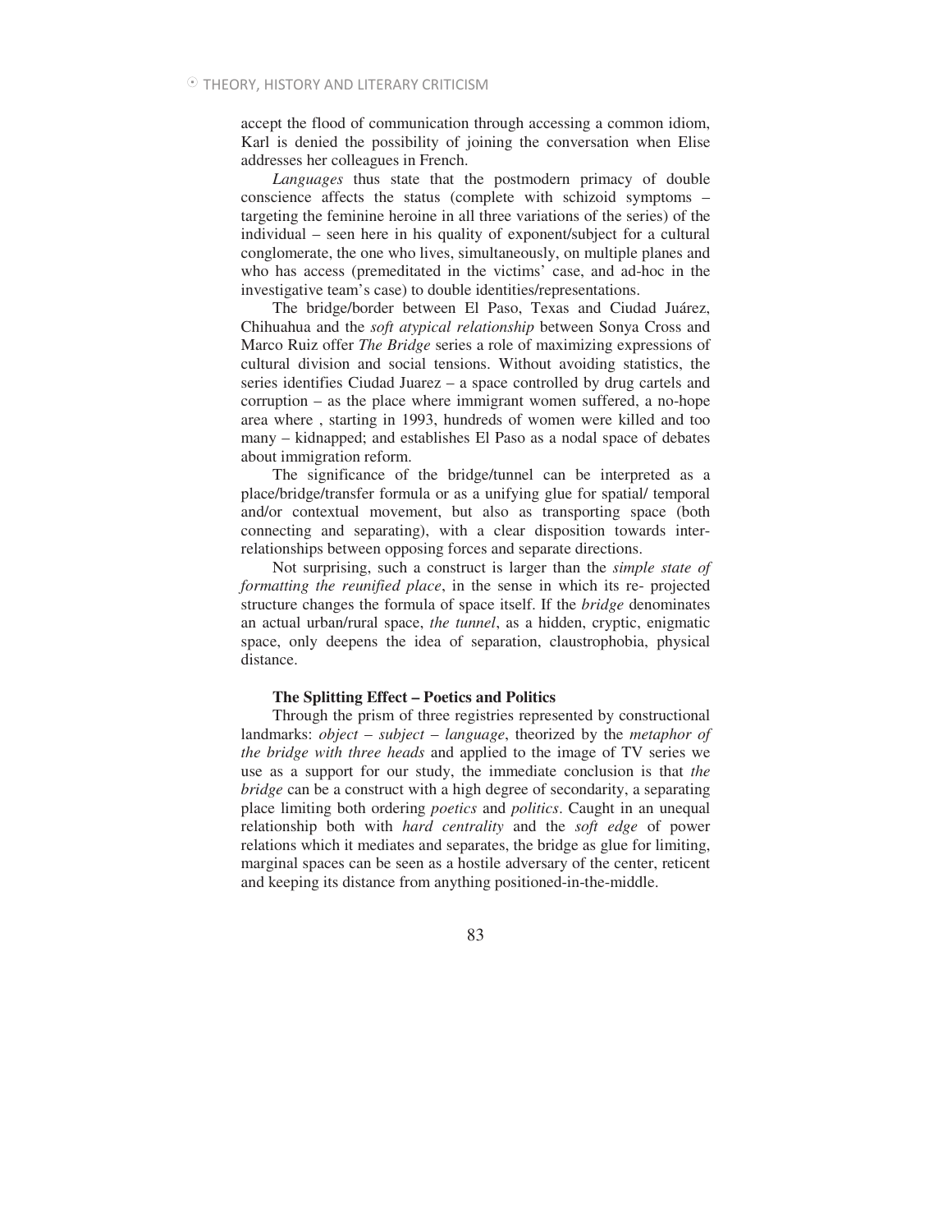accept the flood of communication through accessing a common idiom, Karl is denied the possibility of joining the conversation when Elise addresses her colleagues in French.

*Languages* thus state that the postmodern primacy of double conscience affects the status (complete with schizoid symptoms – targeting the feminine heroine in all three variations of the series) of the individual – seen here in his quality of exponent/subject for a cultural conglomerate, the one who lives, simultaneously, on multiple planes and who has access (premeditated in the victims' case, and ad-hoc in the investigative team's case) to double identities/representations.

The bridge/border between El Paso, Texas and Ciudad Juárez, Chihuahua and the *soft atypical relationship* between Sonya Cross and Marco Ruiz offer *The Bridge* series a role of maximizing expressions of cultural division and social tensions. Without avoiding statistics, the series identifies Ciudad Juarez – a space controlled by drug cartels and corruption – as the place where immigrant women suffered, a no-hope area where , starting in 1993, hundreds of women were killed and too many – kidnapped; and establishes El Paso as a nodal space of debates about immigration reform.

The significance of the bridge/tunnel can be interpreted as a place/bridge/transfer formula or as a unifying glue for spatial/ temporal and/or contextual movement, but also as transporting space (both connecting and separating), with a clear disposition towards inter-relationships between opposing forces and separate directions.

Not surprising, such a construct is larger than the *simple state of formatting the reunified place*, in the sense in which its re- projected structure changes the formula of space itself. If the *bridge* denominates an actual urban/rural space, *the tunnel*, as a hidden, cryptic, enigmatic space, only deepens the idea of separation, claustrophobia, physical distance.

**The Splitting Effect – Poetics and Politics**

Through the prism of three registries represented by constructional landmarks: *object – subject – language*, theorized by the *metaphor of the bridge with three heads* and applied to the image of TV series we use as a support for our study, the immediate conclusion is that *the bridge* can be a construct with a high degree of secondarity, a separating place limiting both ordering *poetics* and *politics*. Caught in an unequal relationship both with *hard centrality* and the *soft edge* of power relations which it mediates and separates, the bridge as glue for limiting, marginal spaces can be seen as a hostile adversary of the center, reticent and keeping its distance from anything positioned-in-the-middle.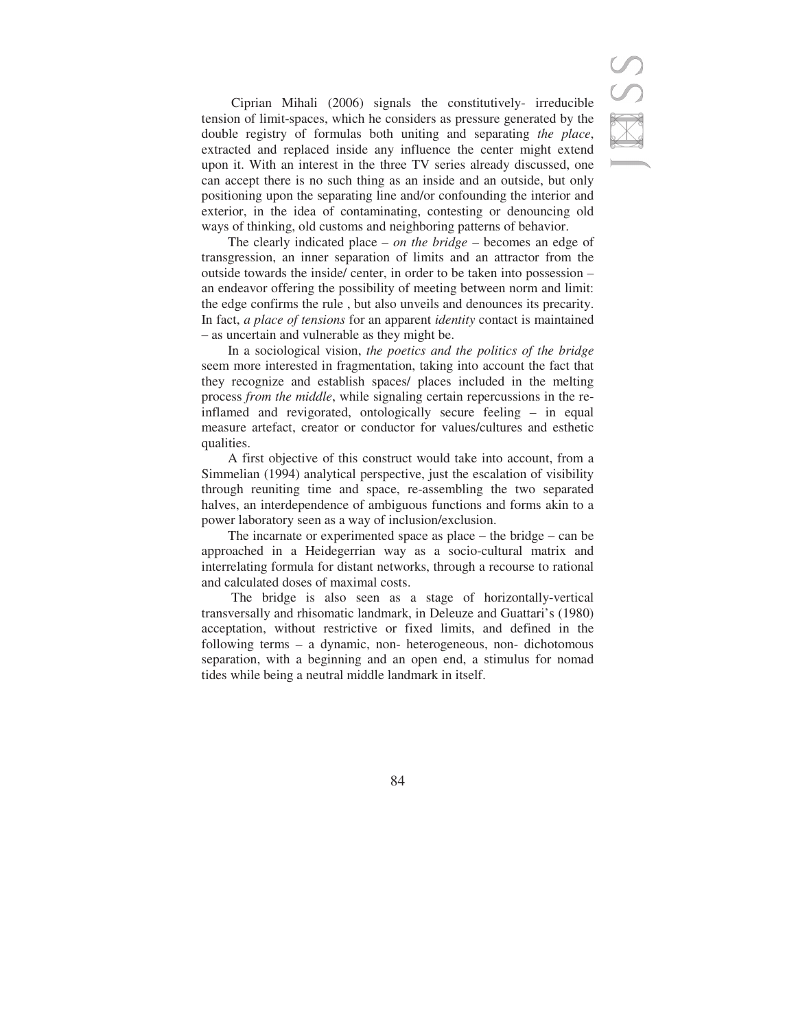Ciprian Mihali (2006) signals the constitutively- irreducible tension of limit-spaces, which he considers as pressure generated by the double registry of formulas both uniting and separating *the place*, extracted and replaced inside any influence the center might extend upon it. With an interest in the three TV series already discussed, one can accept there is no such thing as an inside and an outside, but only positioning upon the separating line and/or confounding the interior and exterior, in the idea of contaminating, contesting or denouncing old ways of thinking, old customs and neighboring patterns of behavior.

The clearly indicated place – *on the bridge* – becomes an edge of transgression, an inner separation of limits and an attractor from the outside towards the inside/ center, in order to be taken into possession – an endeavor offering the possibility of meeting between norm and limit: the edge confirms the rule , but also unveils and denounces its precarity. In fact, *a place of tensions* for an apparent *identity* contact is maintained – as uncertain and vulnerable as they might be.

In a sociological vision, *the poetics and the politics of the bridge* seem more interested in fragmentation, taking into account the fact that they recognize and establish spaces/ places included in the melting process *from the middle*, while signaling certain repercussions in the re-inflamed and revigorated, ontologically secure feeling – in equal measure artefact, creator or conductor for values/cultures and esthetic qualities.

A first objective of this construct would take into account, from a Simmelian (1994) analytical perspective, just the escalation of visibility through reuniting time and space, re-assembling the two separated halves, an interdependence of ambiguous functions and forms akin to a power laboratory seen as a way of inclusion/exclusion.

The incarnate or experimented space as place – the bridge – can be approached in a Heidegerrian way as a socio-cultural matrix and interrelating formula for distant networks, through a recourse to rational and calculated doses of maximal costs.

The bridge is also seen as a stage of horizontally-vertical transversally and rhisomatic landmark, in Deleuze and Guattari's (1980) acceptation, without restrictive or fixed limits, and defined in the following terms – a dynamic, non- heterogeneous, non- dichotomous separation, with a beginning and an open end, a stimulus for nomad tides while being a neutral middle landmark in itself.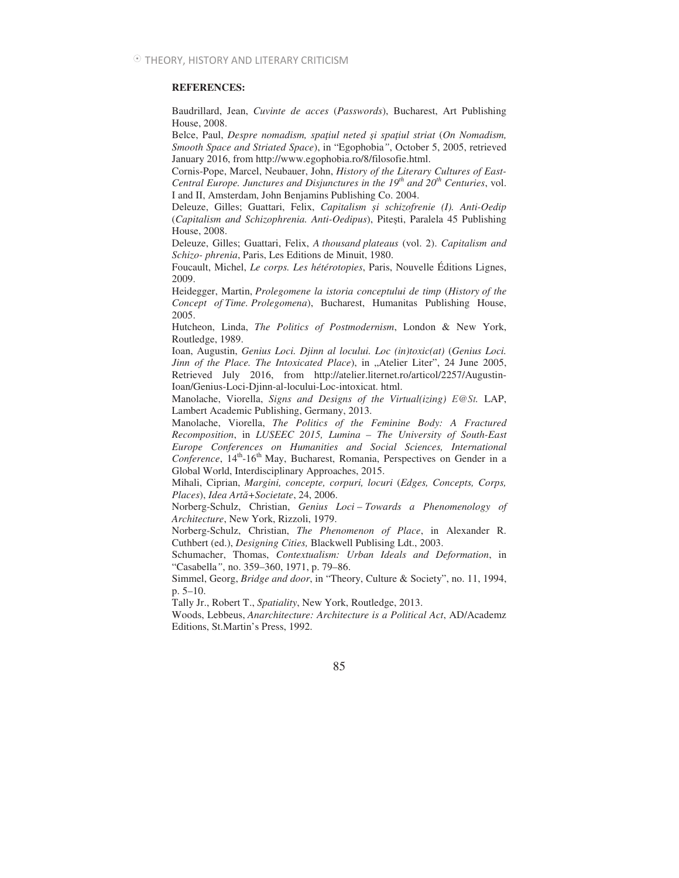**REFERENCES:**

Baudrillard, Jean, *Cuvinte de acces* (*Passwords*), Bucharest, Art Publishing House, 2008.

Belce, Paul, *Despre nomadism, spaţiul neted şi spaţiul striat* (*On Nomadism, Smooth Space and Striated Space*), in "Egophobia", October 5, 2005, retrieved January 2016, from http://www.egophobia.ro/8/filosofie.html.

Cornis-Pope, Marcel, Neubauer, John, *History of the Literary Cultures of East-Central Europe. Junctures and Disjunctures in the 19th and 20th Centuries*, vol. I and II, Amsterdam, John Benjamins Publishing Co. 2004.

Deleuze, Gilles; Guattari, Felix, *Capitalism și schizofrenie (I). Anti-Oedip* (*Capitalism and Schizophrenia. Anti-Oedipus*), Pitești, Paralela 45 Publishing House, 2008.

Deleuze, Gilles; Guattari, Felix, *A thousand plateaus* (vol. 2). *Capitalism and Schizo- phrenia*, Paris, Les Editions de Minuit, 1980.

Foucault, Michel, *Le corps. Les hétérotopies*, Paris, Nouvelle Éditions Lignes, 2009.

Heidegger, Martin, *Prolegomene la istoria conceptului de timp* (*History of the Concept of Time. Prolegomena*), Bucharest, Humanitas Publishing House, 2005.

Hutcheon, Linda, *The Politics of Postmodernism*, London & New York, Routledge, 1989.

Ioan, Augustin, *Genius Loci. Djinn al locului. Loc (in)toxic(at)* (*Genius Loci. Jinn of the Place. The Intoxicated Place*), in „Atelier Liter", 24 June 2005, Retrieved July 2016, from http://atelier.liternet.ro/articol/2257/Augustin-Ioan/Genius-Loci-Djinn-al-locului-Loc-intoxicat. html.

Manolache, Viorella, *Signs and Designs of the Virtual(izing) E@St.* LAP, Lambert Academic Publishing, Germany, 2013.

Manolache, Viorella, *The Politics of the Feminine Body: A Fractured Recomposition*, in *LUSEEC 2015, Lumina – The University of South-East Europe Conferences on Humanities and Social Sciences, International Conference*, 14th-16th May, Bucharest, Romania, Perspectives on Gender in a Global World, Interdisciplinary Approaches, 2015.

Mihali, Ciprian, *Margini, concepte, corpuri, locuri* (*Edges, Concepts, Corps, Places*), *Idea Artă+Societate*, 24, 2006.

Norberg-Schulz, Christian, *Genius Loci – Towards a Phenomenology of Architecture*, New York, Rizzoli, 1979.

Norberg-Schulz, Christian, *The Phenomenon of Place*, in Alexander R. Cuthbert (ed.), *Designing Cities,* Blackwell Publising Ldt., 2003.

Schumacher, Thomas, *Contextualism: Urban Ideals and Deformation*, in "Casabella", no. 359–360, 1971, p. 79–86.

Simmel, Georg, *Bridge and door*, in "Theory, Culture & Society", no. 11, 1994, p. 5–10.

Tally Jr., Robert T., *Spatiality*, New York, Routledge, 2013.

Woods, Lebbeus, *Anarchitecture: Architecture is a Political Act*, AD/Academz Editions, St.Martin's Press, 1992.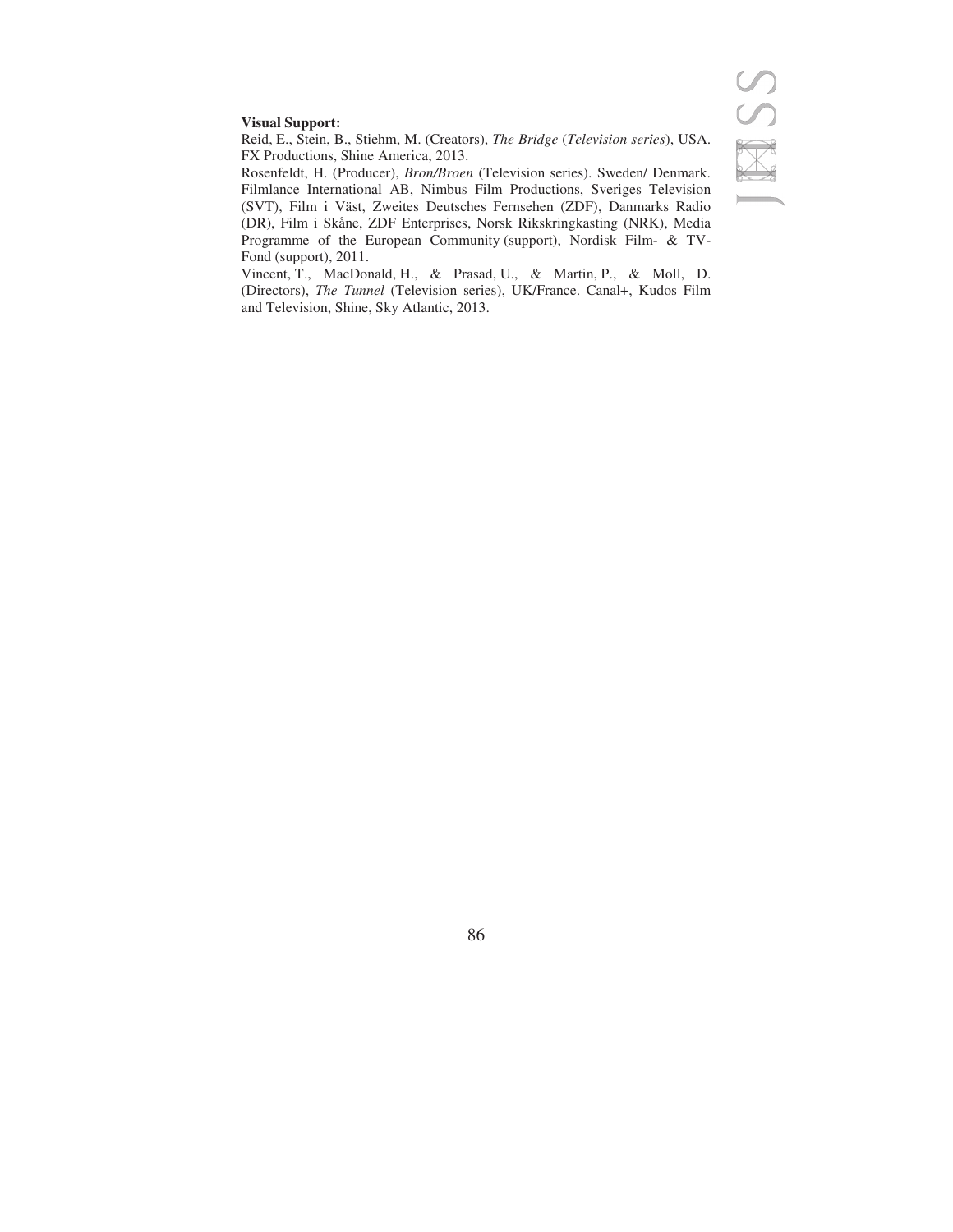**Visual Support:**

Reid, E., Stein, B., Stiehm, M. (Creators), *The Bridge* (*Television series*), USA. FX Productions, Shine America, 2013.

Rosenfeldt, H. (Producer), *Bron/Broen* (Television series). Sweden/ Denmark. Filmlance International AB, Nimbus Film Productions, Sveriges Television (SVT), Film i Väst, Zweites Deutsches Fernsehen (ZDF), Danmarks Radio (DR), Film i Skåne, ZDF Enterprises, Norsk Rikskringkasting (NRK), Media Programme of the European Community (support), Nordisk Film- & TV-Fond (support), 2011.

Vincent, T., MacDonald, H., & Prasad, U., & Martin, P., & Moll, D. (Directors), *The Tunnel* (Television series), UK/France. Canal+, Kudos Film and Television, Shine, Sky Atlantic, 2013.